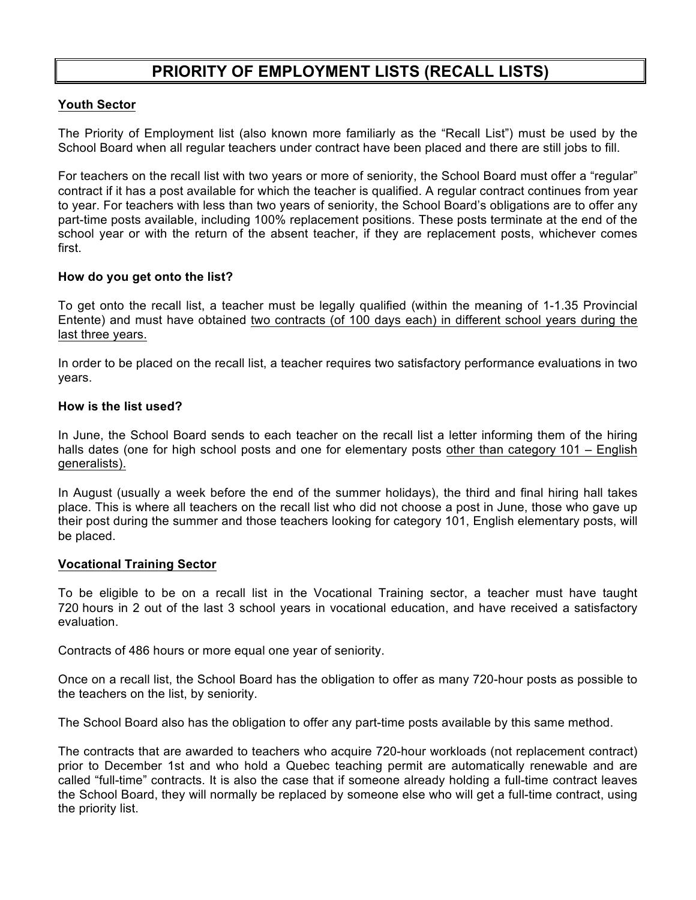# PRIORITY OF EMPLOYMENT LISTS (RECALL LISTS)

## Youth Sector

The Priority of Employment list (also known more familiarly as the "Recall List") must be used by the School Board when all regular teachers under contract have been placed and there are still jobs to fill.

For teachers on the recall list with two years or more of seniority, the School Board must offer a "regular" contract if it has a post available for which the teacher is qualified. A regular contract continues from year to year. For teachers with less than two years of seniority, the School Board's obligations are to offer any part-time posts available, including 100% replacement positions. These posts terminate at the end of the school year or with the return of the absent teacher, if they are replacement posts, whichever comes first.

### How do you get onto the list?

To get onto the recall list, a teacher must be legally qualified (within the meaning of 1-1.35 Provincial Entente) and must have obtained two contracts (of 100 days each) in different school years during the last three years.

In order to be placed on the recall list, a teacher requires two satisfactory performance evaluations in two years.

### How is the list used?

In June, the School Board sends to each teacher on the recall list a letter informing them of the hiring halls dates (one for high school posts and one for elementary posts other than category 101 – English generalists).

In August (usually a week before the end of the summer holidays), the third and final hiring hall takes place. This is where all teachers on the recall list who did not choose a post in June, those who gave up their post during the summer and those teachers looking for category 101, English elementary posts, will be placed.

## Vocational Training Sector

To be eligible to be on a recall list in the Vocational Training sector, a teacher must have taught 720 hours in 2 out of the last 3 school years in vocational education, and have received a satisfactory evaluation.

Contracts of 486 hours or more equal one year of seniority.

Once on a recall list, the School Board has the obligation to offer as many 720-hour posts as possible to the teachers on the list, by seniority.

The School Board also has the obligation to offer any part-time posts available by this same method.

The contracts that are awarded to teachers who acquire 720-hour workloads (not replacement contract) prior to December 1st and who hold a Quebec teaching permit are automatically renewable and are called "full-time" contracts. It is also the case that if someone already holding a full-time contract leaves the School Board, they will normally be replaced by someone else who will get a full-time contract, using the priority list.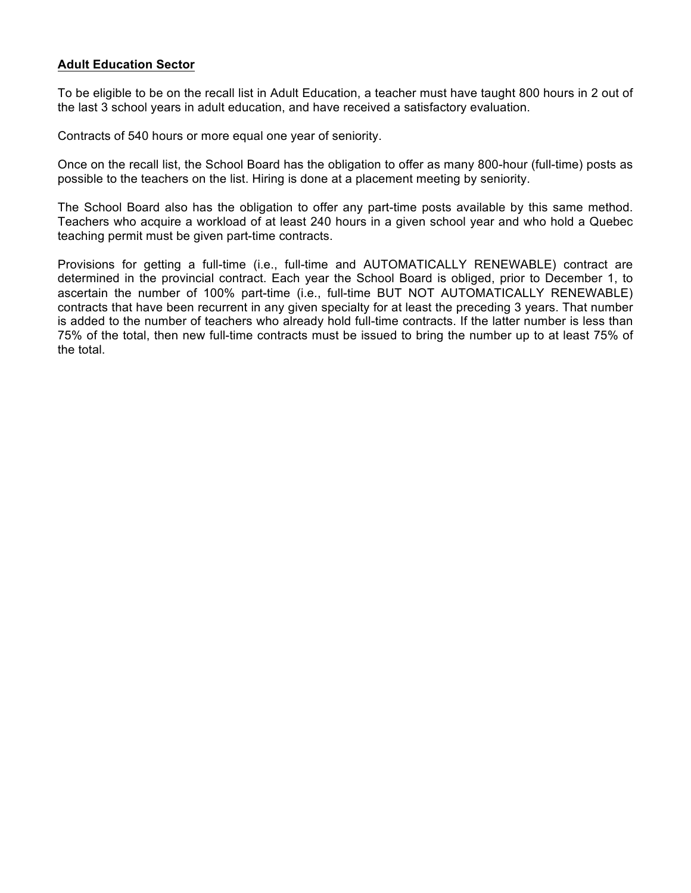## **Adult Education Sector**

To be eligible to be on the recall list in Adult Education, a teacher must have taught 800 hours in 2 out of the last 3 school years in adult education, and have received a satisfactory evaluation.

Contracts of 540 hours or more equal one year of seniority.

Once on the recall list, the School Board has the obligation to offer as many 800-hour (full-time) posts as possible to the teachers on the list. Hiring is done at a placement meeting by seniority.

The School Board also has the obligation to offer any part-time posts available by this same method. Teachers who acquire a workload of at least 240 hours in a given school year and who hold a Quebec teaching permit must be given part-time contracts.

Provisions for getting a full-time (i.e., full-time and AUTOMATICALLY RENEWABLE) contract are determined in the provincial contract. Each year the School Board is obliged, prior to December 1, to ascertain the number of 100% part-time (i.e., full-time BUT NOT AUTOMATICALLY RENEWABLE) contracts that have been recurrent in any given specialty for at least the preceding 3 years. That number is added to the number of teachers who already hold full-time contracts. If the latter number is less than 75% of the total, then new full-time contracts must be issued to bring the number up to at least 75% of the total.